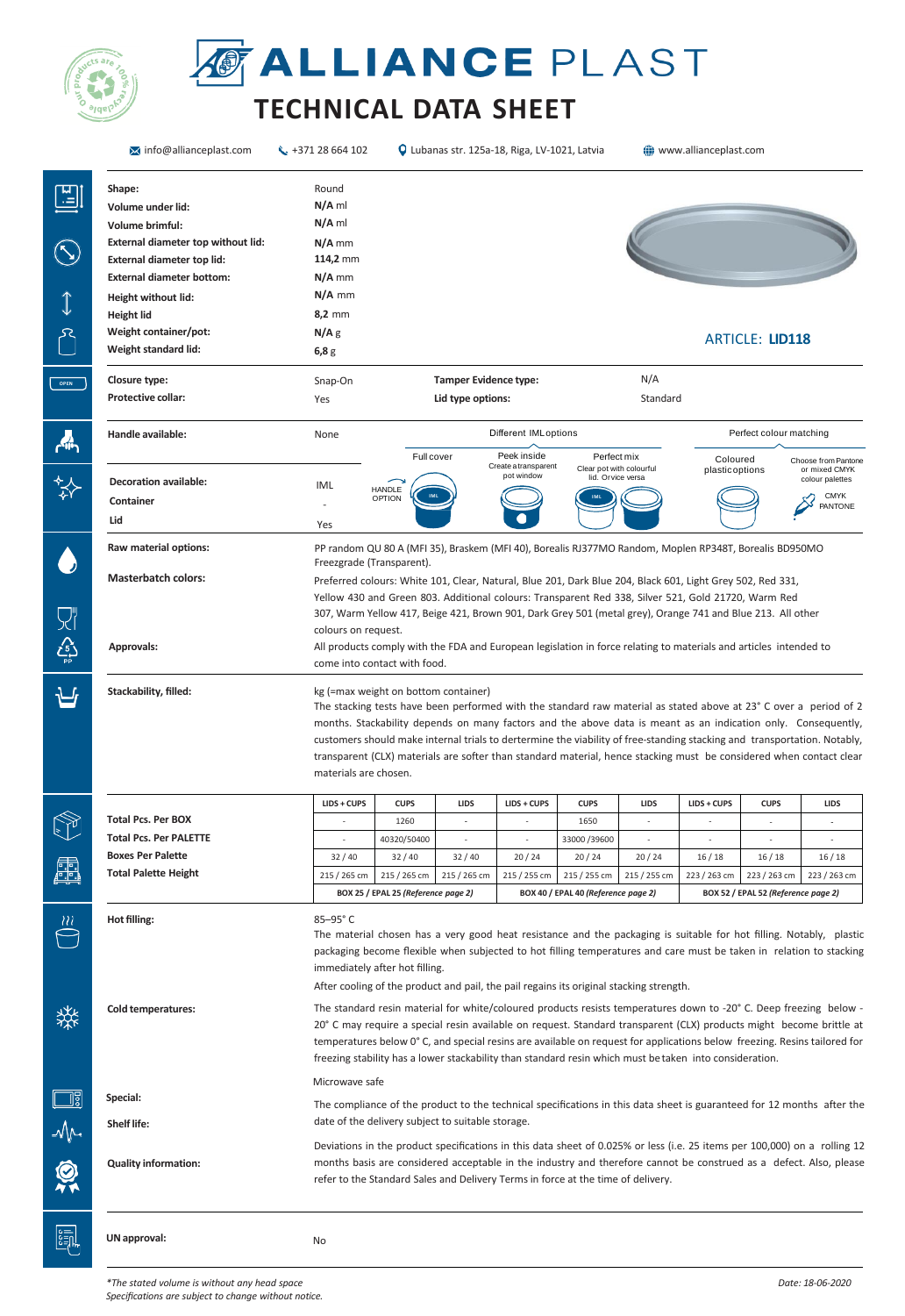# ALLIANCE PLAST

## TECHNICAL DATA SHEET

info@allianceplast.com | +371 28 664 102 | Lubanas str. 125a-18, Riga, LV-1021, Latvia | www.allianceplast.com

| | |
|---|---|
| **Shape:** | Round |
| **Volume under lid:** | **N/A** ml |
| **Volume brimful:** | **N/A** ml |
| **External diameter top without lid:** | **N/A** mm |
| **External diameter top lid:** | **114,2** mm |
| **External diameter bottom:** | **N/A** mm |
| **Height without lid:** | **N/A** mm |
| **Height lid** | **8,2** mm |
| **Weight container/pot:** | **N/A** g |
| **Weight standard lid:** | **6,8** g |

ARTICLE: **LID118**

| | | | |
|---|---|---|---|
| **Closure type:** | Snap-On | **Tamper Evidence type:** | N/A |
| **Protective collar:** | Yes | **Lid type options:** | Standard |

**Handle available:** None

Different IML options: Full cover; Peek inside (Create a transparent pot window); Perfect mix (Clear pot with colourful lid. Or vice versa)

Perfect colour matching: Coloured plastic options; Choose from Pantone or mixed CMYK colour palettes (CMYK, PANTONE)

HANDLE OPTION

| | |
|---|---|
| **Decoration available:** | IML |
| **Container** | - |
| **Lid** | Yes |

**Raw material options:** PP random QU 80 A (MFI 35), Braskem (MFI 40), Borealis RJ377MO Random, Moplen RP348T, Borealis BD950MO Freezgrade (Transparent).

**Masterbatch colors:** Preferred colours: White 101, Clear, Natural, Blue 201, Dark Blue 204, Black 601, Light Grey 502, Red 331, Yellow 430 and Green 803. Additional colours: Transparent Red 338, Silver 521, Gold 21720, Warm Red 307, Warm Yellow 417, Beige 421, Brown 901, Dark Grey 501 (metal grey), Orange 741 and Blue 213. All other colours on request.

**Approvals:** All products comply with the FDA and European legislation in force relating to materials and articles intended to come into contact with food.

**Stackability, filled:** kg (=max weight on bottom container)
The stacking tests have been performed with the standard raw material as stated above at 23° C over a period of 2 months. Stackability depends on many factors and the above data is meant as an indication only. Consequently, customers should make internal trials to dertermine the viability of free-standing stacking and transportation. Notably, transparent (CLX) materials are softer than standard material, hence stacking must be considered when contact clear materials are chosen.

| | LIDS + CUPS | CUPS | LIDS | LIDS + CUPS | CUPS | LIDS | LIDS + CUPS | CUPS | LIDS |
|---|---|---|---|---|---|---|---|---|---|
| **Total Pcs. Per BOX** | - | 1260 | - | - | 1650 | - | - | - | - |
| **Total Pcs. Per PALETTE** | - | 40320/50400 | - | - | 33000 /39600 | - | - | - | - |
| **Boxes Per Palette** | 32 / 40 | 32 / 40 | 32 / 40 | 20 / 24 | 20 / 24 | 20 / 24 | 16 / 18 | 16 / 18 | 16 / 18 |
| **Total Palette Height** | 215 / 265 cm | 215 / 265 cm | 215 / 265 cm | 215 / 255 cm | 215 / 255 cm | 215 / 255 cm | 223 / 263 cm | 223 / 263 cm | 223 / 263 cm |
| | *BOX 25 / EPAL 25 (Reference page 2)* | | | *BOX 40 / EPAL 40 (Reference page 2)* | | | *BOX 52 / EPAL 52 (Reference page 2)* | | |

**Hot filling:** 85–95° C
The material chosen has a very good heat resistance and the packaging is suitable for hot filling. Notably, plastic packaging become flexible when subjected to hot filling temperatures and care must be taken in relation to stacking immediately after hot filling.
After cooling of the product and pail, the pail regains its original stacking strength.

**Cold temperatures:** The standard resin material for white/coloured products resists temperatures down to -20° C. Deep freezing below -20° C may require a special resin available on request. Standard transparent (CLX) products might become brittle at temperatures below 0° C, and special resins are available on request for applications below freezing. Resins tailored for freezing stability has a lower stackability than standard resin which must be taken into consideration.

**Special:** Microwave safe

**Shelf life:** The compliance of the product to the technical specifications in this data sheet is guaranteed for 12 months after the date of the delivery subject to suitable storage.

**Quality information:** Deviations in the product specifications in this data sheet of 0.025% or less (i.e. 25 items per 100,000) on a rolling 12 months basis are considered acceptable in the industry and therefore cannot be construed as a defect. Also, please refer to the Standard Sales and Delivery Terms in force at the time of delivery.

**UN approval:** No

*\*The stated volume is without any head space*
*Specifications are subject to change without notice.*

*Date: 18-06-2020*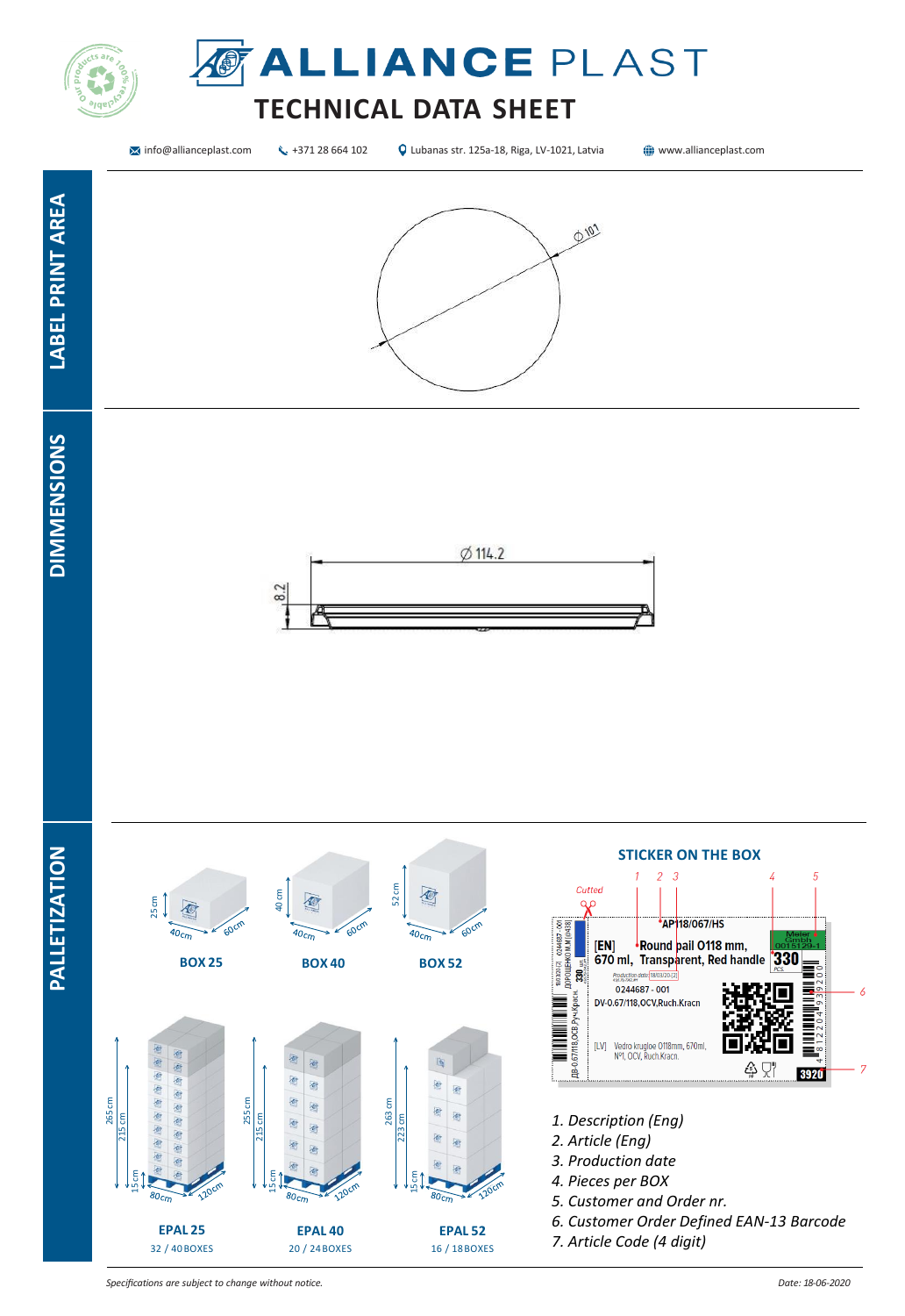# ALLIANCE PLAST

## TECHNICAL DATA SHEET

info@allianceplast.com  +371 28 664 102  Lubanas str. 125a-18, Riga, LV-1021, Latvia  www.alliceplast.com

## LABEL PRINT AREA

Ø 101

## DIMMENSIONS

Ø 114.2

8.2

## PALLETIZATION

BOX 25
25 cm
40cm
60cm

BOX 40
40 cm
40cm
60cm

BOX 52
52 cm
40cm
60cm

EPAL 25
265 cm
215 cm
15 cm
80cm
120cm
32 / 40 BOXES

EPAL 40
255 cm
215 cm
15 cm
80cm
120cm
20 / 24 BOXES

EPAL 52
263 cm
223 cm
15 cm
80cm
120cm
16 / 18 BOXES

### STICKER ON THE BOX

Cutted

1 2 3 4 5 6 7

AP118/067/HS
[EN] Round pail O118 mm, 670 ml, Transparent, Red handle
330 PCS
Production date 18/03/20-[2]
0244687 - 001
DV-0.67/118,OCV,Ruch.Kracn
[LV] Vedro krugloe O118mm, 670ml, Nº1, OCV, Ruch.Kracn.
Meier GmbH 0016129-1
3920

1. Description (Eng)
2. Article (Eng)
3. Production date
4. Pieces per BOX
5. Customer and Order nr.
6. Customer Order Defined EAN-13 Barcode
7. Article Code (4 digit)

*Specifications are subject to change without notice.*

*Date: 18-06-2020*